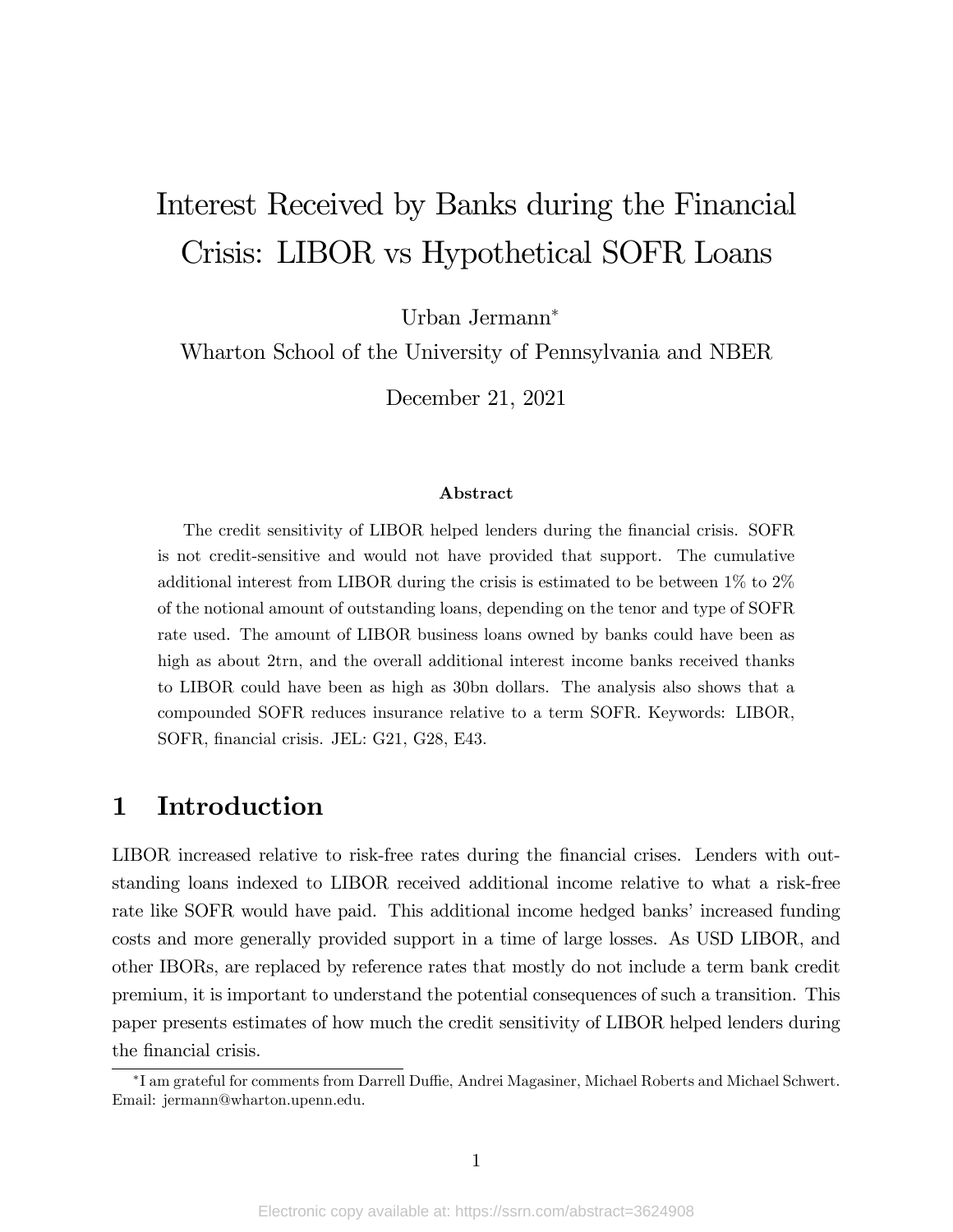# Interest Received by Banks during the Financial Crisis: LIBOR vs Hypothetical SOFR Loans

Urban Jermann*

Wharton School of the University of Pennsylvania and NBER

December 21, 2021

### Abstract

The credit sensitivity of LIBOR helped lenders during the financial crisis. SOFR is not credit-sensitive and would not have provided that support. The cumulative additional interest from LIBOR during the crisis is estimated to be between 1% to 2% of the notional amount of outstanding loans, depending on the tenor and type of SOFR rate used. The amount of LIBOR business loans owned by banks could have been as high as about 2trn, and the overall additional interest income banks received thanks to LIBOR could have been as high as 30bn dollars. The analysis also shows that a compounded SOFR reduces insurance relative to a term SOFR. Keywords: LIBOR, SOFR, financial crisis. JEL: G21, G28, E43.

## 1 Introduction

LIBOR increased relative to risk-free rates during the financial crises. Lenders with outstanding loans indexed to LIBOR received additional income relative to what a risk-free rate like SOFR would have paid. This additional income hedged banks' increased funding costs and more generally provided support in a time of large losses. As USD LIBOR, and other IBORs, are replaced by reference rates that mostly do not include a term bank credit premium, it is important to understand the potential consequences of such a transition. This paper presents estimates of how much the credit sensitivity of LIBOR helped lenders during the financial crisis.

*I am grateful for comments from Darrell Duffie, Andrei Magasiner, Michael Roberts and Michael Schwert. Email: jermann@wharton.upenn.edu.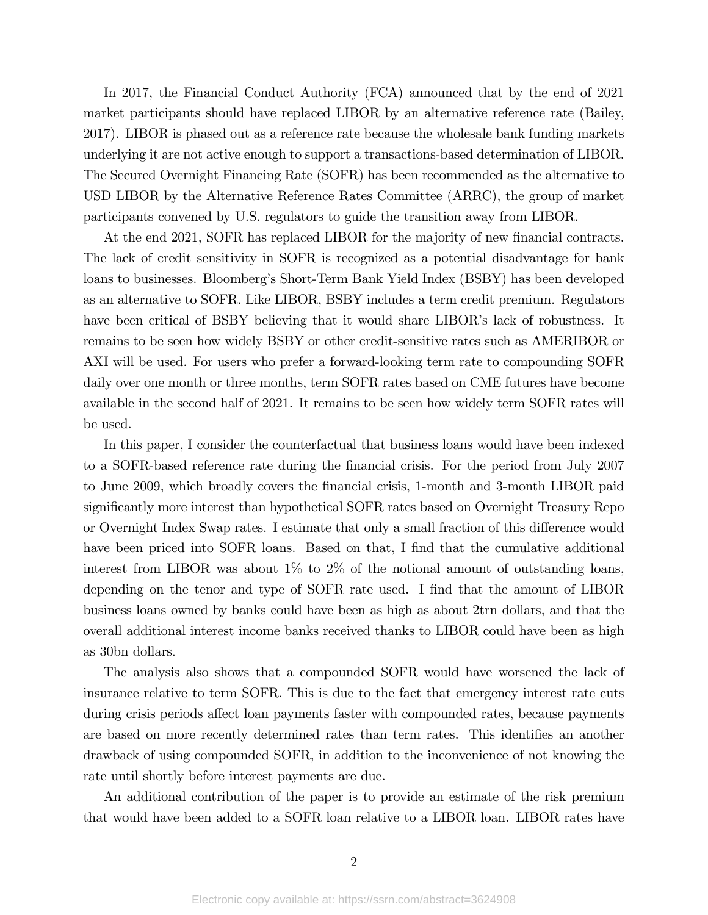In 2017, the Financial Conduct Authority (FCA) announced that by the end of 2021 market participants should have replaced LIBOR by an alternative reference rate (Bailey, 2017). LIBOR is phased out as a reference rate because the wholesale bank funding markets underlying it are not active enough to support a transactions-based determination of LIBOR. The Secured Overnight Financing Rate (SOFR) has been recommended as the alternative to USD LIBOR by the Alternative Reference Rates Committee (ARRC), the group of market participants convened by U.S. regulators to guide the transition away from LIBOR.

At the end 2021, SOFR has replaced LIBOR for the majority of new financial contracts. The lack of credit sensitivity in SOFR is recognized as a potential disadvantage for bank loans to businesses. Bloomberg's Short-Term Bank Yield Index (BSBY) has been developed as an alternative to SOFR. Like LIBOR, BSBY includes a term credit premium. Regulators have been critical of BSBY believing that it would share LIBOR's lack of robustness. It remains to be seen how widely BSBY or other credit-sensitive rates such as AMERIBOR or AXI will be used. For users who prefer a forward-looking term rate to compounding SOFR daily over one month or three months, term SOFR rates based on CME futures have become available in the second half of 2021. It remains to be seen how widely term SOFR rates will be used.

In this paper, I consider the counterfactual that business loans would have been indexed to a SOFR-based reference rate during the financial crisis. For the period from July 2007 to June 2009, which broadly covers the financial crisis, 1-month and 3-month LIBOR paid significantly more interest than hypothetical SOFR rates based on Overnight Treasury Repo or Overnight Index Swap rates. I estimate that only a small fraction of this difference would have been priced into SOFR loans. Based on that, I find that the cumulative additional interest from LIBOR was about 1% to 2% of the notional amount of outstanding loans, depending on the tenor and type of SOFR rate used. I find that the amount of LIBOR business loans owned by banks could have been as high as about 2trn dollars, and that the overall additional interest income banks received thanks to LIBOR could have been as high as 30bn dollars.

The analysis also shows that a compounded SOFR would have worsened the lack of insurance relative to term SOFR. This is due to the fact that emergency interest rate cuts during crisis periods affect loan payments faster with compounded rates, because payments are based on more recently determined rates than term rates. This identifies an another drawback of using compounded SOFR, in addition to the inconvenience of not knowing the rate until shortly before interest payments are due.

An additional contribution of the paper is to provide an estimate of the risk premium that would have been added to a SOFR loan relative to a LIBOR loan. LIBOR rates have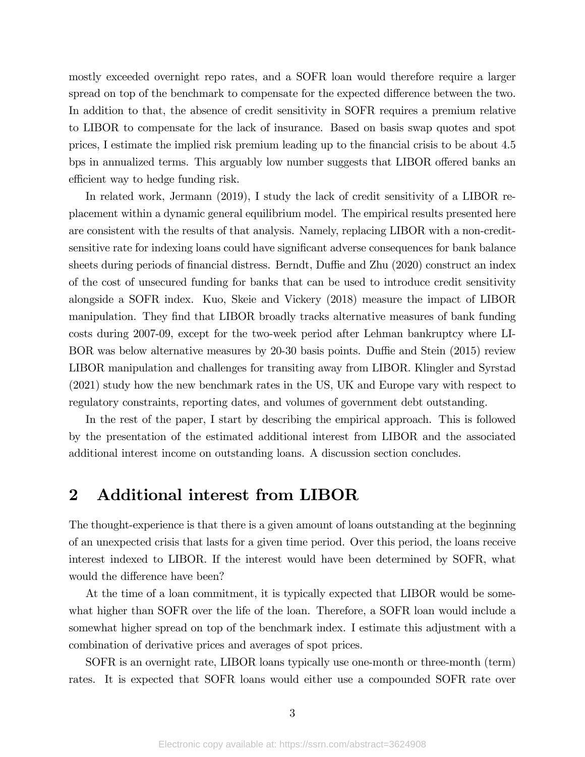mostly exceeded overnight repo rates, and a SOFR loan would therefore require a larger spread on top of the benchmark to compensate for the expected difference between the two. In addition to that, the absence of credit sensitivity in SOFR requires a premium relative to LIBOR to compensate for the lack of insurance. Based on basis swap quotes and spot prices, I estimate the implied risk premium leading up to the financial crisis to be about 4.5 bps in annualized terms. This arguably low number suggests that LIBOR offered banks an efficient way to hedge funding risk.

In related work, Jermann (2019), I study the lack of credit sensitivity of a LIBOR replacement within a dynamic general equilibrium model. The empirical results presented here are consistent with the results of that analysis. Namely, replacing LIBOR with a non-credit-sensitive rate for indexing loans could have significant adverse consequences for bank balance sheets during periods of financial distress. Berndt, Duffie and Zhu (2020) construct an index of the cost of unsecured funding for banks that can be used to introduce credit sensitivity alongside a SOFR index. Kuo, Skeie and Vickery (2018) measure the impact of LIBOR manipulation. They find that LIBOR broadly tracks alternative measures of bank funding costs during 2007-09, except for the two-week period after Lehman bankruptcy where LIBOR was below alternative measures by 20-30 basis points. Duffie and Stein (2015) review LIBOR manipulation and challenges for transiting away from LIBOR. Klingler and Syrstad (2021) study how the new benchmark rates in the US, UK and Europe vary with respect to regulatory constraints, reporting dates, and volumes of government debt outstanding.

In the rest of the paper, I start by describing the empirical approach. This is followed by the presentation of the estimated additional interest from LIBOR and the associated additional interest income on outstanding loans. A discussion section concludes.

## 2 Additional interest from LIBOR

The thought-experience is that there is a given amount of loans outstanding at the beginning of an unexpected crisis that lasts for a given time period. Over this period, the loans receive interest indexed to LIBOR. If the interest would have been determined by SOFR, what would the difference have been?

At the time of a loan commitment, it is typically expected that LIBOR would be somewhat higher than SOFR over the life of the loan. Therefore, a SOFR loan would include a somewhat higher spread on top of the benchmark index. I estimate this adjustment with a combination of derivative prices and averages of spot prices.

SOFR is an overnight rate, LIBOR loans typically use one-month or three-month (term) rates. It is expected that SOFR loans would either use a compounded SOFR rate over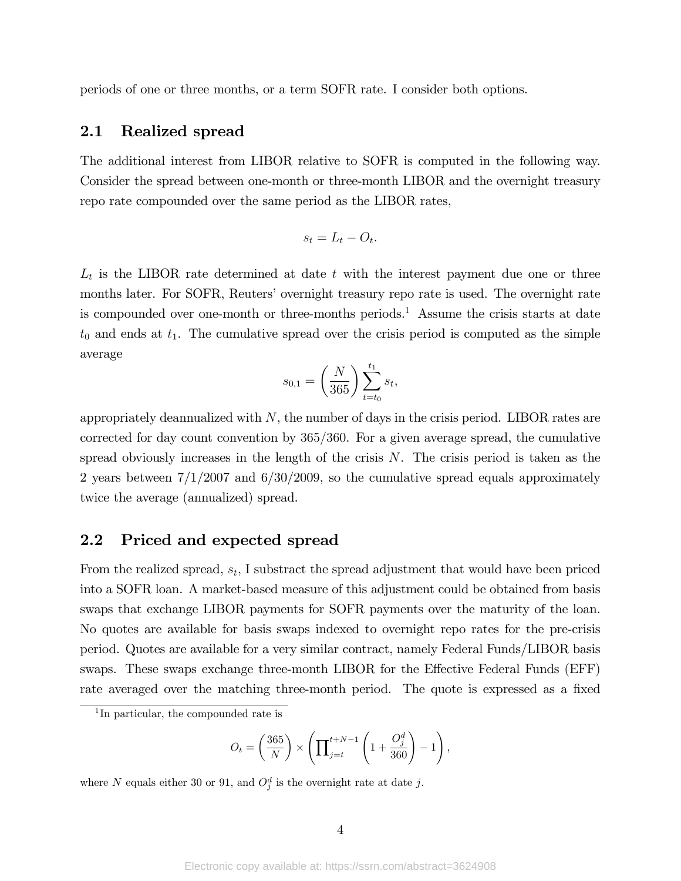periods of one or three months, or a term SOFR rate. I consider both options.

## 2.1 Realized spread

The additional interest from LIBOR relative to SOFR is computed in the following way. Consider the spread between one-month or three-month LIBOR and the overnight treasury repo rate compounded over the same period as the LIBOR rates,

$$s_t = L_t - O_t.$$

$L_t$ is the LIBOR rate determined at date $t$ with the interest payment due one or three months later. For SOFR, Reuters' overnight treasury repo rate is used. The overnight rate is compounded over one-month or three-months periods.[1] Assume the crisis starts at date $t_0$ and ends at $t_1$. The cumulative spread over the crisis period is computed as the simple average

$$s_{0,1} = \left(\frac{N}{365}\right) \sum_{t=t_0}^{t_1} s_t,$$

appropriately deannualized with $N$, the number of days in the crisis period. LIBOR rates are corrected for day count convention by 365/360. For a given average spread, the cumulative spread obviously increases in the length of the crisis $N$. The crisis period is taken as the 2 years between 7/1/2007 and 6/30/2009, so the cumulative spread equals approximately twice the average (annualized) spread.

## 2.2 Priced and expected spread

From the realized spread, $s_t$, I substract the spread adjustment that would have been priced into a SOFR loan. A market-based measure of this adjustment could be obtained from basis swaps that exchange LIBOR payments for SOFR payments over the maturity of the loan. No quotes are available for basis swaps indexed to overnight repo rates for the pre-crisis period. Quotes are available for a very similar contract, namely Federal Funds/LIBOR basis swaps. These swaps exchange three-month LIBOR for the Effective Federal Funds (EFF) rate averaged over the matching three-month period. The quote is expressed as a fixed

---

[1] In particular, the compounded rate is

$$O_t = \left(\frac{365}{N}\right) \times \left(\prod_{j=t}^{t+N-1} \left(1 + \frac{O_j^d}{360}\right) - 1\right),$$

where $N$ equals either 30 or 91, and $O_j^d$ is the overnight rate at date $j$.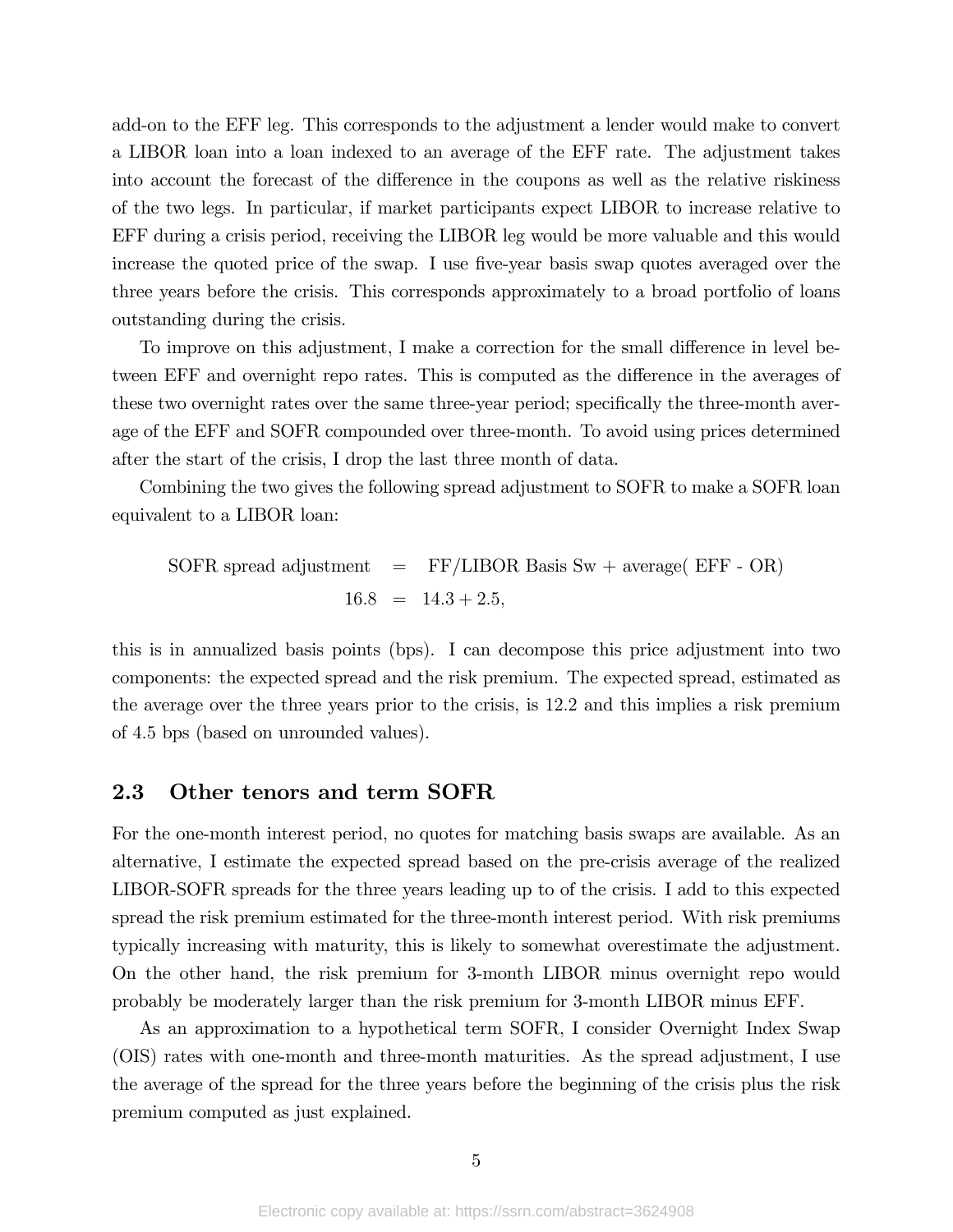add-on to the EFF leg. This corresponds to the adjustment a lender would make to convert a LIBOR loan into a loan indexed to an average of the EFF rate. The adjustment takes into account the forecast of the difference in the coupons as well as the relative riskiness of the two legs. In particular, if market participants expect LIBOR to increase relative to EFF during a crisis period, receiving the LIBOR leg would be more valuable and this would increase the quoted price of the swap. I use five-year basis swap quotes averaged over the three years before the crisis. This corresponds approximately to a broad portfolio of loans outstanding during the crisis.

To improve on this adjustment, I make a correction for the small difference in level between EFF and overnight repo rates. This is computed as the difference in the averages of these two overnight rates over the same three-year period; specifically the three-month average of the EFF and SOFR compounded over three-month. To avoid using prices determined after the start of the crisis, I drop the last three month of data.

Combining the two gives the following spread adjustment to SOFR to make a SOFR loan equivalent to a LIBOR loan:

$$
\begin{aligned}
\text{SOFR spread adjustment} &= \text{FF/LIBOR Basis Sw} + \text{average( EFF - OR)} \\
16.8 &= 14.3 + 2.5,
\end{aligned}
$$

this is in annualized basis points (bps). I can decompose this price adjustment into two components: the expected spread and the risk premium. The expected spread, estimated as the average over the three years prior to the crisis, is 12.2 and this implies a risk premium of 4.5 bps (based on unrounded values).

## 2.3 Other tenors and term SOFR

For the one-month interest period, no quotes for matching basis swaps are available. As an alternative, I estimate the expected spread based on the pre-crisis average of the realized LIBOR-SOFR spreads for the three years leading up to of the crisis. I add to this expected spread the risk premium estimated for the three-month interest period. With risk premiums typically increasing with maturity, this is likely to somewhat overestimate the adjustment. On the other hand, the risk premium for 3-month LIBOR minus overnight repo would probably be moderately larger than the risk premium for 3-month LIBOR minus EFF.

As an approximation to a hypothetical term SOFR, I consider Overnight Index Swap (OIS) rates with one-month and three-month maturities. As the spread adjustment, I use the average of the spread for the three years before the beginning of the crisis plus the risk premium computed as just explained.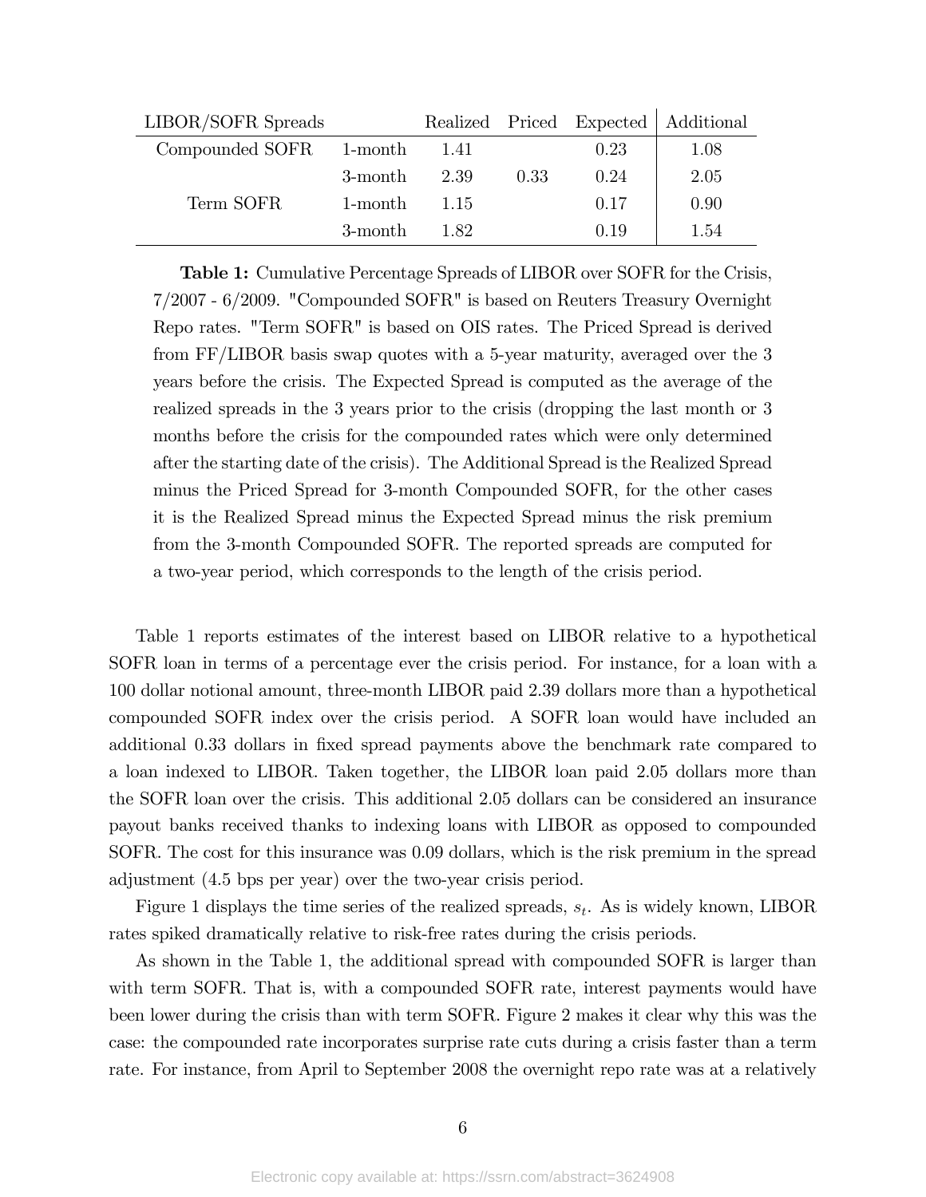| LIBOR/SOFR Spreads | | Realized | Priced | Expected | Additional |
|---|---|---|---|---|---|
| Compounded SOFR | 1-month | 1.41 | | 0.23 | 1.08 |
| | 3-month | 2.39 | 0.33 | 0.24 | 2.05 |
| Term SOFR | 1-month | 1.15 | | 0.17 | 0.90 |
| | 3-month | 1.82 | | 0.19 | 1.54 |

**Table 1:** Cumulative Percentage Spreads of LIBOR over SOFR for the Crisis, 7/2007 - 6/2009. "Compounded SOFR" is based on Reuters Treasury Overnight Repo rates. "Term SOFR" is based on OIS rates. The Priced Spread is derived from FF/LIBOR basis swap quotes with a 5-year maturity, averaged over the 3 years before the crisis. The Expected Spread is computed as the average of the realized spreads in the 3 years prior to the crisis (dropping the last month or 3 months before the crisis for the compounded rates which were only determined after the starting date of the crisis). The Additional Spread is the Realized Spread minus the Priced Spread for 3-month Compounded SOFR, for the other cases it is the Realized Spread minus the Expected Spread minus the risk premium from the 3-month Compounded SOFR. The reported spreads are computed for a two-year period, which corresponds to the length of the crisis period.

Table 1 reports estimates of the interest based on LIBOR relative to a hypothetical SOFR loan in terms of a percentage ever the crisis period. For instance, for a loan with a 100 dollar notional amount, three-month LIBOR paid 2.39 dollars more than a hypothetical compounded SOFR index over the crisis period. A SOFR loan would have included an additional 0.33 dollars in fixed spread payments above the benchmark rate compared to a loan indexed to LIBOR. Taken together, the LIBOR loan paid 2.05 dollars more than the SOFR loan over the crisis. This additional 2.05 dollars can be considered an insurance payout banks received thanks to indexing loans with LIBOR as opposed to compounded SOFR. The cost for this insurance was 0.09 dollars, which is the risk premium in the spread adjustment (4.5 bps per year) over the two-year crisis period.

Figure 1 displays the time series of the realized spreads, $s_t$. As is widely known, LIBOR rates spiked dramatically relative to risk-free rates during the crisis periods.

As shown in the Table 1, the additional spread with compounded SOFR is larger than with term SOFR. That is, with a compounded SOFR rate, interest payments would have been lower during the crisis than with term SOFR. Figure 2 makes it clear why this was the case: the compounded rate incorporates surprise rate cuts during a crisis faster than a term rate. For instance, from April to September 2008 the overnight repo rate was at a relatively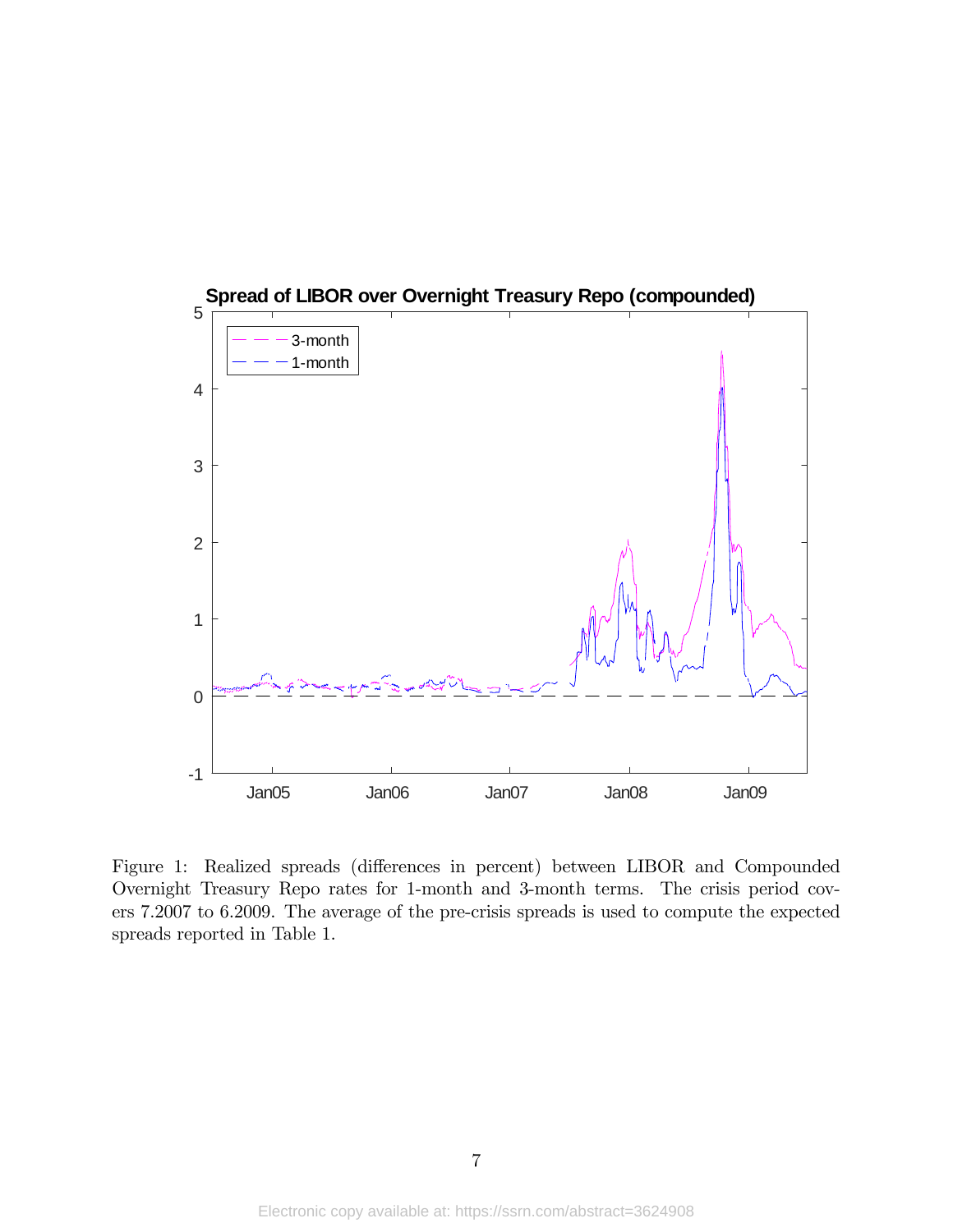Figure 1: Realized spreads (differences in percent) between LIBOR and Compounded Overnight Treasury Repo rates for 1-month and 3-month terms. The crisis period covers 7.2007 to 6.2009. The average of the pre-crisis spreads is used to compute the expected spreads reported in Table 1.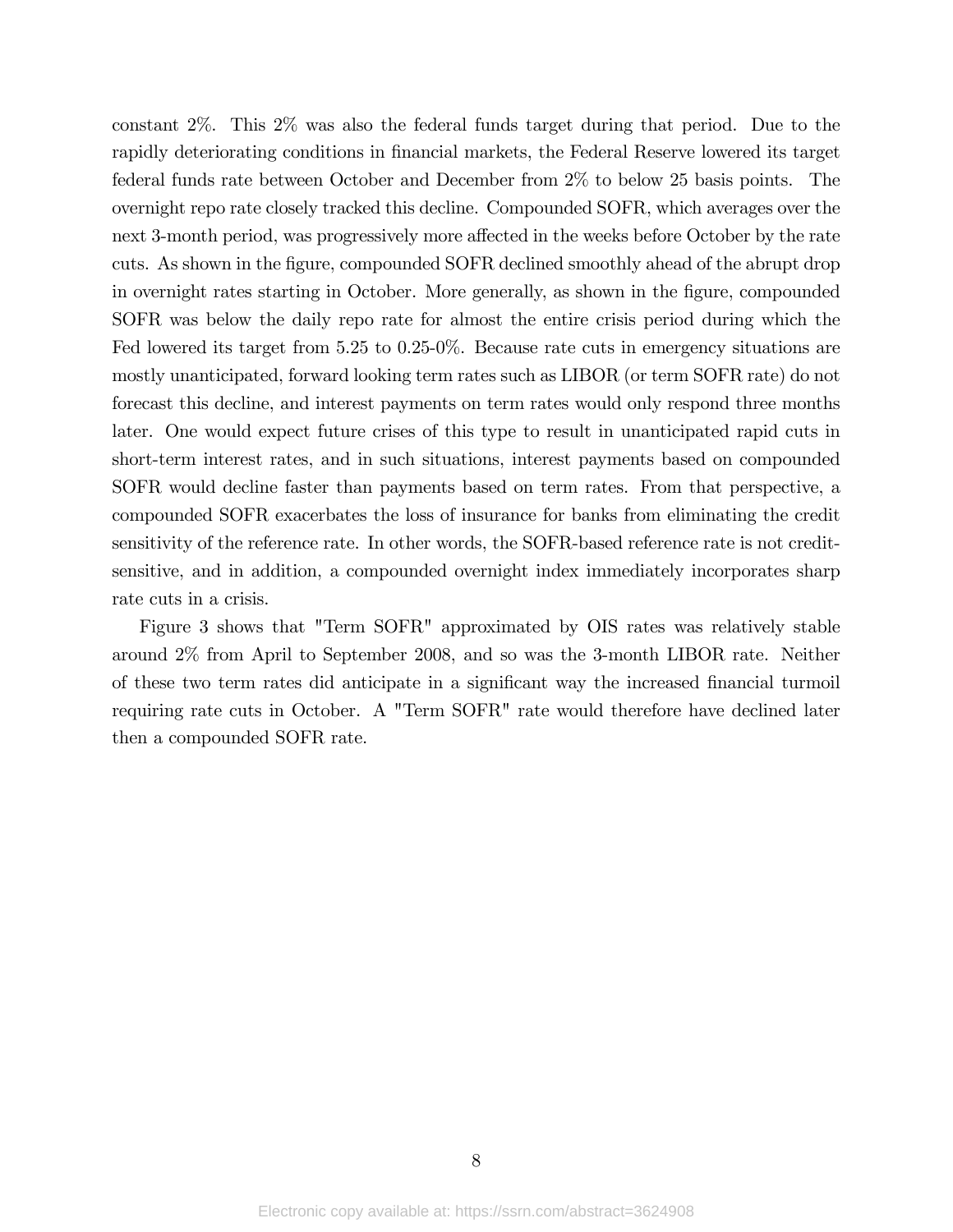constant 2%. This 2% was also the federal funds target during that period. Due to the rapidly deteriorating conditions in financial markets, the Federal Reserve lowered its target federal funds rate between October and December from 2% to below 25 basis points. The overnight repo rate closely tracked this decline. Compounded SOFR, which averages over the next 3-month period, was progressively more affected in the weeks before October by the rate cuts. As shown in the figure, compounded SOFR declined smoothly ahead of the abrupt drop in overnight rates starting in October. More generally, as shown in the figure, compounded SOFR was below the daily repo rate for almost the entire crisis period during which the Fed lowered its target from 5.25 to 0.25-0%. Because rate cuts in emergency situations are mostly unanticipated, forward looking term rates such as LIBOR (or term SOFR rate) do not forecast this decline, and interest payments on term rates would only respond three months later. One would expect future crises of this type to result in unanticipated rapid cuts in short-term interest rates, and in such situations, interest payments based on compounded SOFR would decline faster than payments based on term rates. From that perspective, a compounded SOFR exacerbates the loss of insurance for banks from eliminating the credit sensitivity of the reference rate. In other words, the SOFR-based reference rate is not credit-sensitive, and in addition, a compounded overnight index immediately incorporates sharp rate cuts in a crisis.

Figure 3 shows that "Term SOFR" approximated by OIS rates was relatively stable around 2% from April to September 2008, and so was the 3-month LIBOR rate. Neither of these two term rates did anticipate in a significant way the increased financial turmoil requiring rate cuts in October. A "Term SOFR" rate would therefore have declined later then a compounded SOFR rate.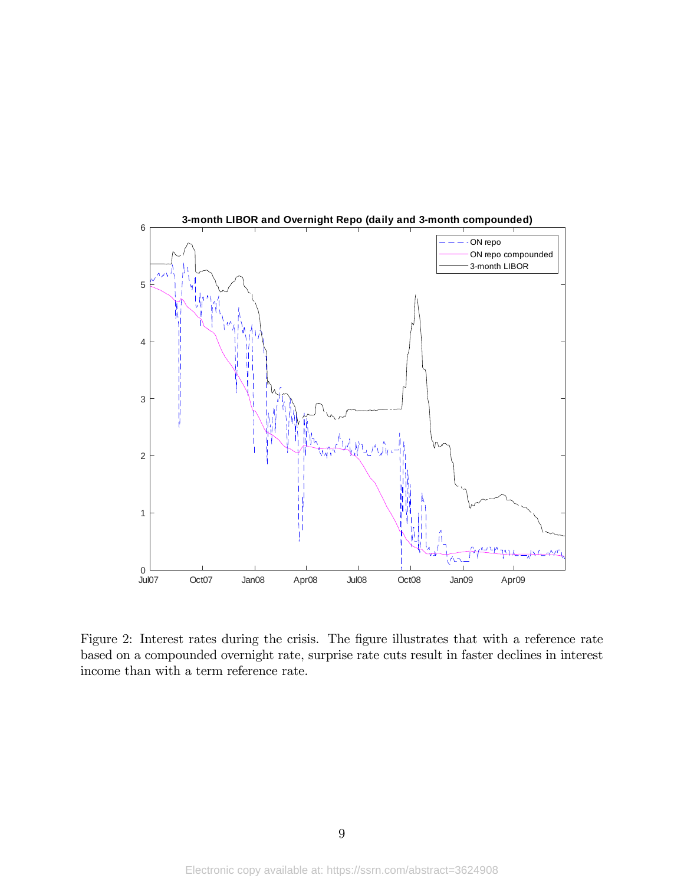Figure 2: Interest rates during the crisis. The figure illustrates that with a reference rate based on a compounded overnight rate, surprise rate cuts result in faster declines in interest income than with a term reference rate.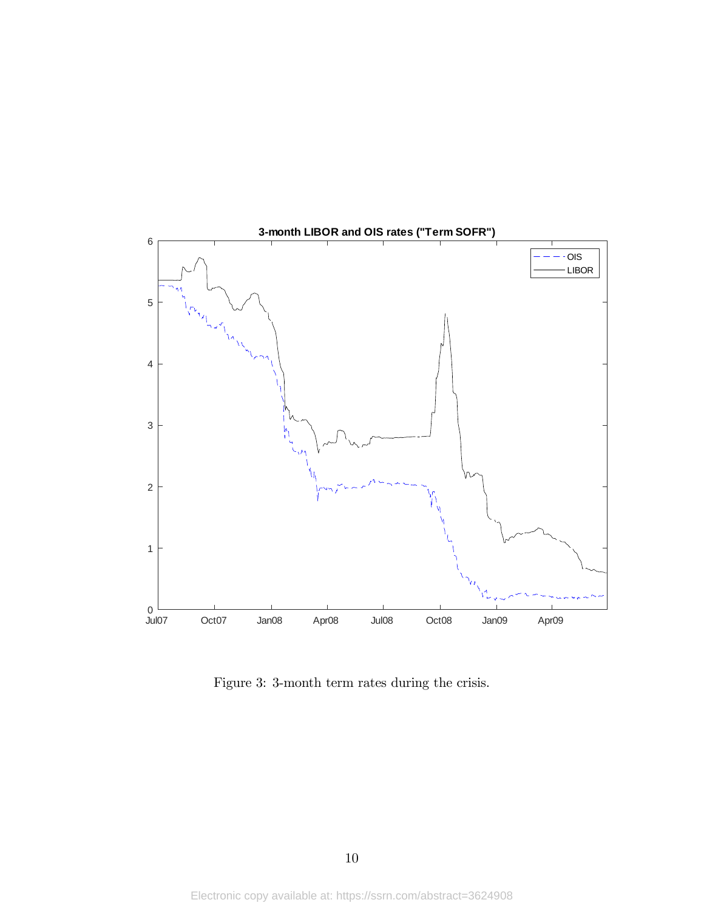Figure 3: 3-month term rates during the crisis.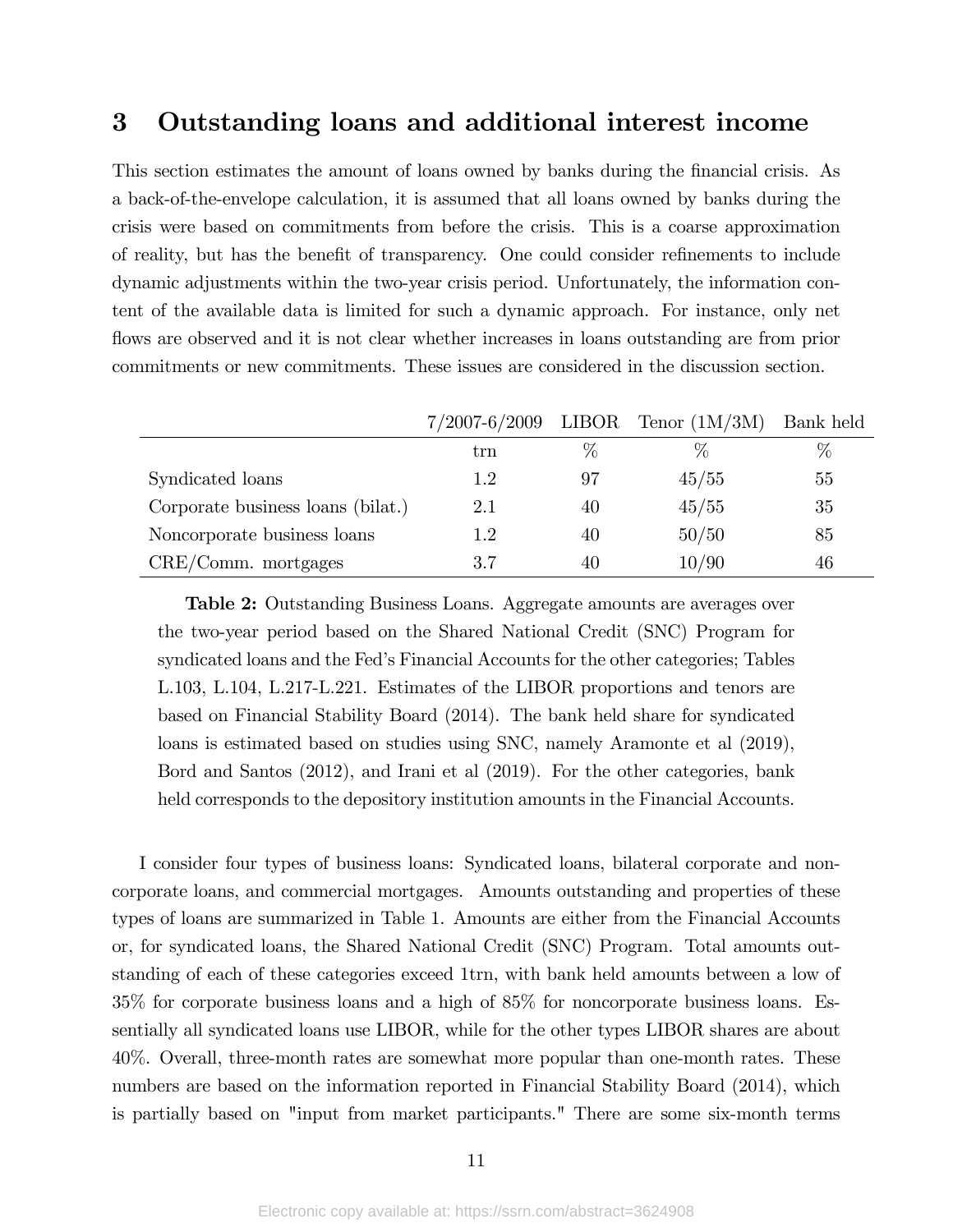# 3 Outstanding loans and additional interest income

This section estimates the amount of loans owned by banks during the financial crisis. As a back-of-the-envelope calculation, it is assumed that all loans owned by banks during the crisis were based on commitments from before the crisis. This is a coarse approximation of reality, but has the benefit of transparency. One could consider refinements to include dynamic adjustments within the two-year crisis period. Unfortunately, the information content of the available data is limited for such a dynamic approach. For instance, only net flows are observed and it is not clear whether increases in loans outstanding are from prior commitments or new commitments. These issues are considered in the discussion section.

| | 7/2007-6/2009 | LIBOR | Tenor (1M/3M) | Bank held |
|---|---|---|---|---|
| | trn | % | % | % |
| Syndicated loans | 1.2 | 97 | 45/55 | 55 |
| Corporate business loans (bilat.) | 2.1 | 40 | 45/55 | 35 |
| Noncorporate business loans | 1.2 | 40 | 50/50 | 85 |
| CRE/Comm. mortgages | 3.7 | 40 | 10/90 | 46 |

**Table 2:** Outstanding Business Loans. Aggregate amounts are averages over the two-year period based on the Shared National Credit (SNC) Program for syndicated loans and the Fed's Financial Accounts for the other categories; Tables L.103, L.104, L.217-L.221. Estimates of the LIBOR proportions and tenors are based on Financial Stability Board (2014). The bank held share for syndicated loans is estimated based on studies using SNC, namely Aramonte et al (2019), Bord and Santos (2012), and Irani et al (2019). For the other categories, bank held corresponds to the depository institution amounts in the Financial Accounts.

I consider four types of business loans: Syndicated loans, bilateral corporate and noncorporate loans, and commercial mortgages. Amounts outstanding and properties of these types of loans are summarized in Table 1. Amounts are either from the Financial Accounts or, for syndicated loans, the Shared National Credit (SNC) Program. Total amounts outstanding of each of these categories exceed 1trn, with bank held amounts between a low of 35% for corporate business loans and a high of 85% for noncorporate business loans. Essentially all syndicated loans use LIBOR, while for the other types LIBOR shares are about 40%. Overall, three-month rates are somewhat more popular than one-month rates. These numbers are based on the information reported in Financial Stability Board (2014), which is partially based on "input from market participants." There are some six-month terms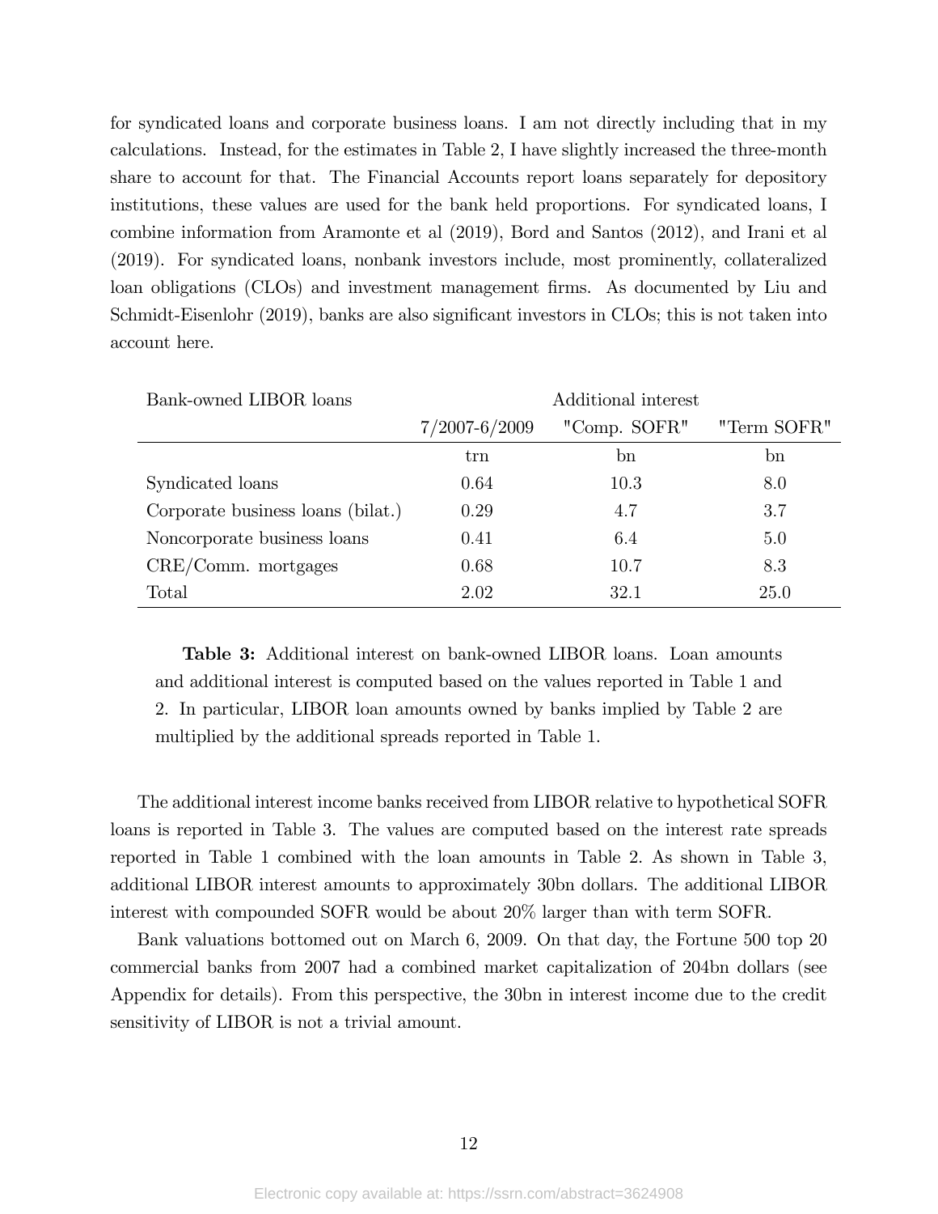for syndicated loans and corporate business loans. I am not directly including that in my calculations. Instead, for the estimates in Table 2, I have slightly increased the three-month share to account for that. The Financial Accounts report loans separately for depository institutions, these values are used for the bank held proportions. For syndicated loans, I combine information from Aramonte et al (2019), Bord and Santos (2012), and Irani et al (2019). For syndicated loans, nonbank investors include, most prominently, collateralized loan obligations (CLOs) and investment management firms. As documented by Liu and Schmidt-Eisenlohr (2019), banks are also significant investors in CLOs; this is not taken into account here.

| Bank-owned LIBOR loans | | Additional interest | |
|---|---|---|---|
| | 7/2007-6/2009 | "Comp. SOFR" | "Term SOFR" |
| | trn | bn | bn |
| Syndicated loans | 0.64 | 10.3 | 8.0 |
| Corporate business loans (bilat.) | 0.29 | 4.7 | 3.7 |
| Noncorporate business loans | 0.41 | 6.4 | 5.0 |
| CRE/Comm. mortgages | 0.68 | 10.7 | 8.3 |
| Total | 2.02 | 32.1 | 25.0 |

**Table 3:** Additional interest on bank-owned LIBOR loans. Loan amounts and additional interest is computed based on the values reported in Table 1 and 2. In particular, LIBOR loan amounts owned by banks implied by Table 2 are multiplied by the additional spreads reported in Table 1.

The additional interest income banks received from LIBOR relative to hypothetical SOFR loans is reported in Table 3. The values are computed based on the interest rate spreads reported in Table 1 combined with the loan amounts in Table 2. As shown in Table 3, additional LIBOR interest amounts to approximately 30bn dollars. The additional LIBOR interest with compounded SOFR would be about 20% larger than with term SOFR.

Bank valuations bottomed out on March 6, 2009. On that day, the Fortune 500 top 20 commercial banks from 2007 had a combined market capitalization of 204bn dollars (see Appendix for details). From this perspective, the 30bn in interest income due to the credit sensitivity of LIBOR is not a trivial amount.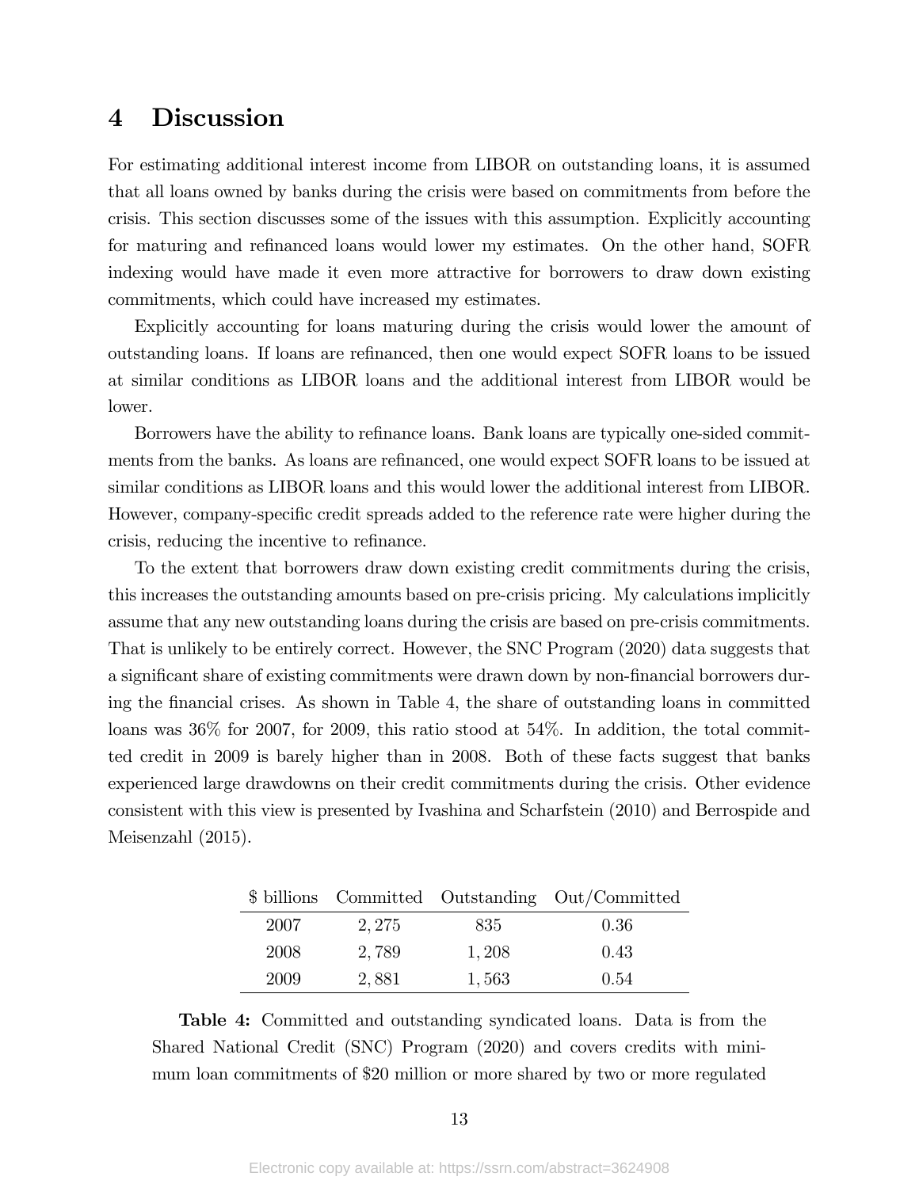# 4 Discussion

For estimating additional interest income from LIBOR on outstanding loans, it is assumed that all loans owned by banks during the crisis were based on commitments from before the crisis. This section discusses some of the issues with this assumption. Explicitly accounting for maturing and refinanced loans would lower my estimates. On the other hand, SOFR indexing would have made it even more attractive for borrowers to draw down existing commitments, which could have increased my estimates.

Explicitly accounting for loans maturing during the crisis would lower the amount of outstanding loans. If loans are refinanced, then one would expect SOFR loans to be issued at similar conditions as LIBOR loans and the additional interest from LIBOR would be lower.

Borrowers have the ability to refinance loans. Bank loans are typically one-sided commitments from the banks. As loans are refinanced, one would expect SOFR loans to be issued at similar conditions as LIBOR loans and this would lower the additional interest from LIBOR. However, company-specific credit spreads added to the reference rate were higher during the crisis, reducing the incentive to refinance.

To the extent that borrowers draw down existing credit commitments during the crisis, this increases the outstanding amounts based on pre-crisis pricing. My calculations implicitly assume that any new outstanding loans during the crisis are based on pre-crisis commitments. That is unlikely to be entirely correct. However, the SNC Program (2020) data suggests that a significant share of existing commitments were drawn down by non-financial borrowers during the financial crises. As shown in Table 4, the share of outstanding loans in committed loans was 36% for 2007, for 2009, this ratio stood at 54%. In addition, the total committed credit in 2009 is barely higher than in 2008. Both of these facts suggest that banks experienced large drawdowns on their credit commitments during the crisis. Other evidence consistent with this view is presented by Ivashina and Scharfstein (2010) and Berrospide and Meisenzahl (2015).

| $ billions | Committed | Outstanding | Out/Committed |
|---|---|---|---|
| 2007 | 2,275 | 835 | 0.36 |
| 2008 | 2,789 | 1,208 | 0.43 |
| 2009 | 2,881 | 1,563 | 0.54 |

**Table 4:** Committed and outstanding syndicated loans. Data is from the Shared National Credit (SNC) Program (2020) and covers credits with minimum loan commitments of $20 million or more shared by two or more regulated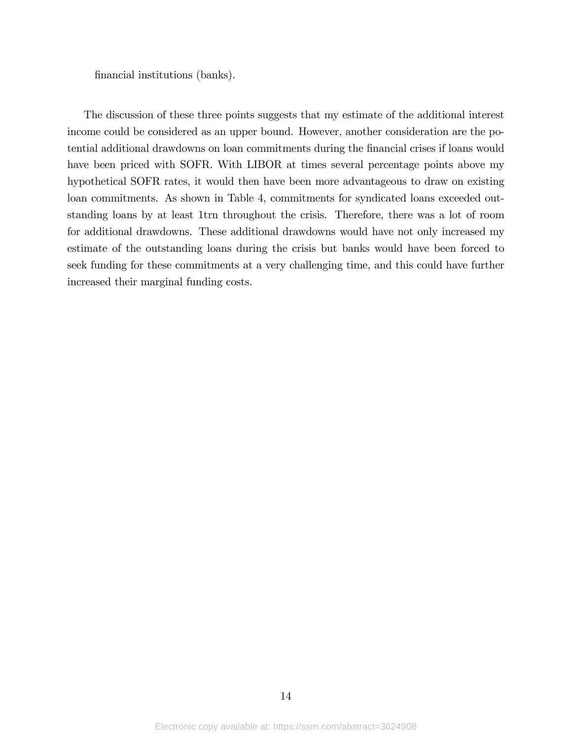financial institutions (banks).

The discussion of these three points suggests that my estimate of the additional interest income could be considered as an upper bound. However, another consideration are the potential additional drawdowns on loan commitments during the financial crises if loans would have been priced with SOFR. With LIBOR at times several percentage points above my hypothetical SOFR rates, it would then have been more advantageous to draw on existing loan commitments. As shown in Table 4, commitments for syndicated loans exceeded outstanding loans by at least 1trn throughout the crisis. Therefore, there was a lot of room for additional drawdowns. These additional drawdowns would have not only increased my estimate of the outstanding loans during the crisis but banks would have been forced to seek funding for these commitments at a very challenging time, and this could have further increased their marginal funding costs.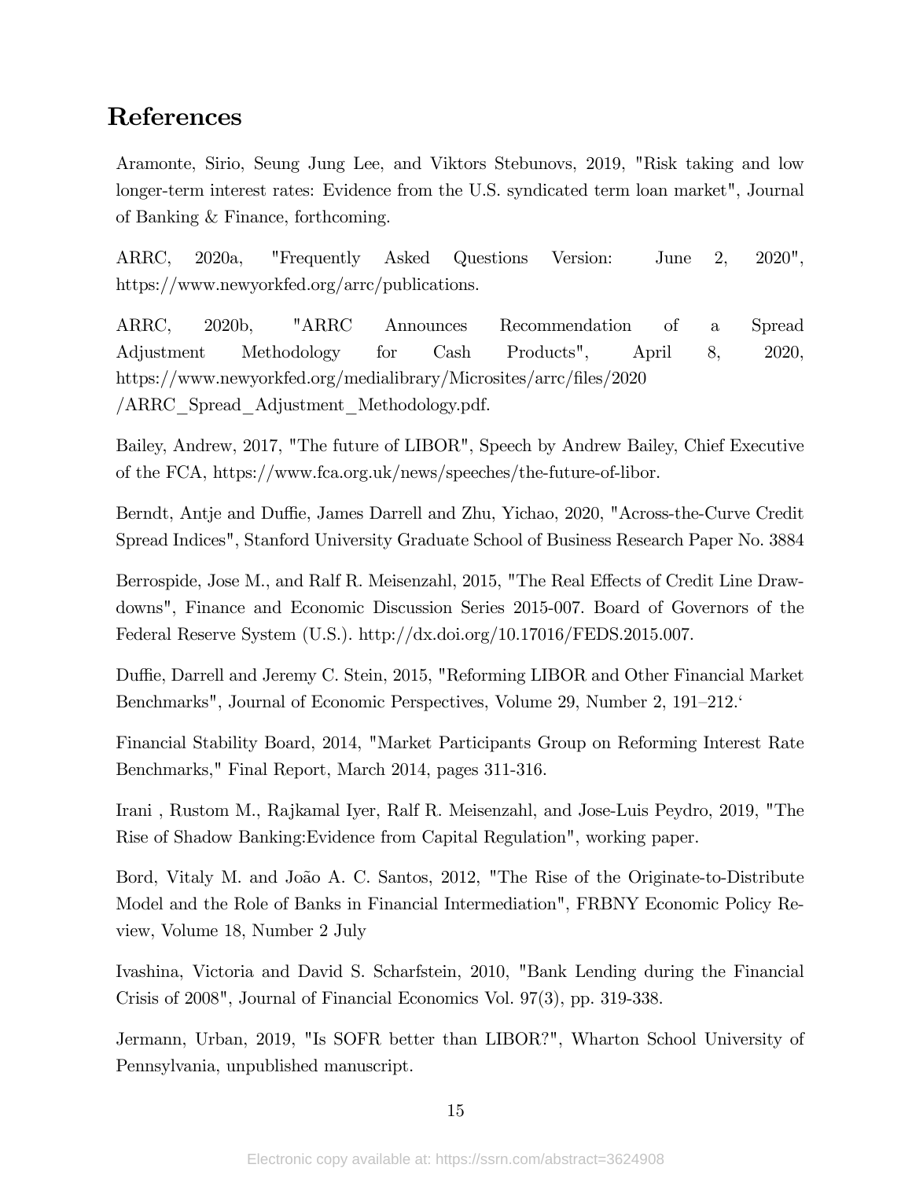# References

Aramonte, Sirio, Seung Jung Lee, and Viktors Stebunovs, 2019, "Risk taking and low longer-term interest rates: Evidence from the U.S. syndicated term loan market", Journal of Banking & Finance, forthcoming.

ARRC, 2020a, "Frequently Asked Questions Version: June 2, 2020", https://www.newyorkfed.org/arrc/publications.

ARRC, 2020b, "ARRC Announces Recommendation of a Spread Adjustment Methodology for Cash Products", April 8, 2020, https://www.newyorkfed.org/medialibrary/Microsites/arrc/files/2020 /ARRC_Spread_Adjustment_Methodology.pdf.

Bailey, Andrew, 2017, "The future of LIBOR", Speech by Andrew Bailey, Chief Executive of the FCA, https://www.fca.org.uk/news/speeches/the-future-of-libor.

Berndt, Antje and Duffie, James Darrell and Zhu, Yichao, 2020, "Across-the-Curve Credit Spread Indices", Stanford University Graduate School of Business Research Paper No. 3884

Berrospide, Jose M., and Ralf R. Meisenzahl, 2015, "The Real Effects of Credit Line Drawdowns", Finance and Economic Discussion Series 2015-007. Board of Governors of the Federal Reserve System (U.S.). http://dx.doi.org/10.17016/FEDS.2015.007.

Duffie, Darrell and Jeremy C. Stein, 2015, "Reforming LIBOR and Other Financial Market Benchmarks", Journal of Economic Perspectives, Volume 29, Number 2, 191–212.'

Financial Stability Board, 2014, "Market Participants Group on Reforming Interest Rate Benchmarks," Final Report, March 2014, pages 311-316.

Irani , Rustom M., Rajkamal Iyer, Ralf R. Meisenzahl, and Jose-Luis Peydro, 2019, "The Rise of Shadow Banking:Evidence from Capital Regulation", working paper.

Bord, Vitaly M. and João A. C. Santos, 2012, "The Rise of the Originate-to-Distribute Model and the Role of Banks in Financial Intermediation", FRBNY Economic Policy Review, Volume 18, Number 2 July

Ivashina, Victoria and David S. Scharfstein, 2010, "Bank Lending during the Financial Crisis of 2008", Journal of Financial Economics Vol. 97(3), pp. 319-338.

Jermann, Urban, 2019, "Is SOFR better than LIBOR?", Wharton School University of Pennsylvania, unpublished manuscript.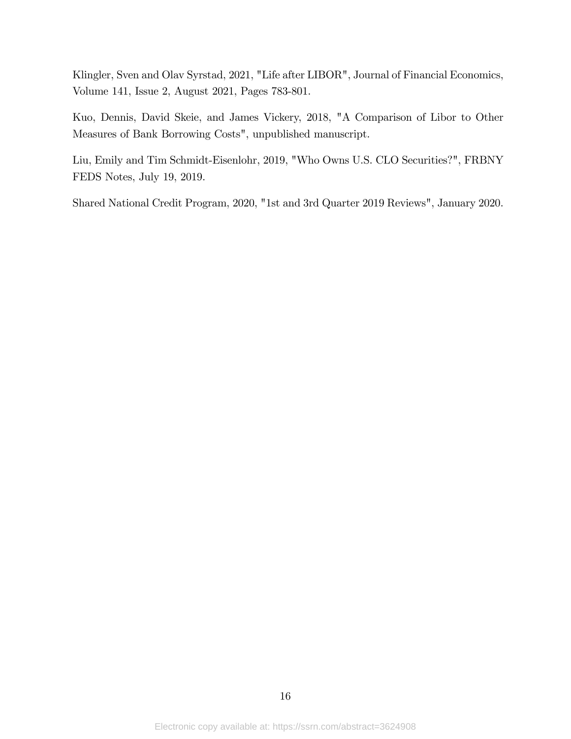Klingler, Sven and Olav Syrstad, 2021, "Life after LIBOR", Journal of Financial Economics, Volume 141, Issue 2, August 2021, Pages 783-801.

Kuo, Dennis, David Skeie, and James Vickery, 2018, "A Comparison of Libor to Other Measures of Bank Borrowing Costs", unpublished manuscript.

Liu, Emily and Tim Schmidt-Eisenlohr, 2019, "Who Owns U.S. CLO Securities?", FRBNY FEDS Notes, July 19, 2019.

Shared National Credit Program, 2020, "1st and 3rd Quarter 2019 Reviews", January 2020.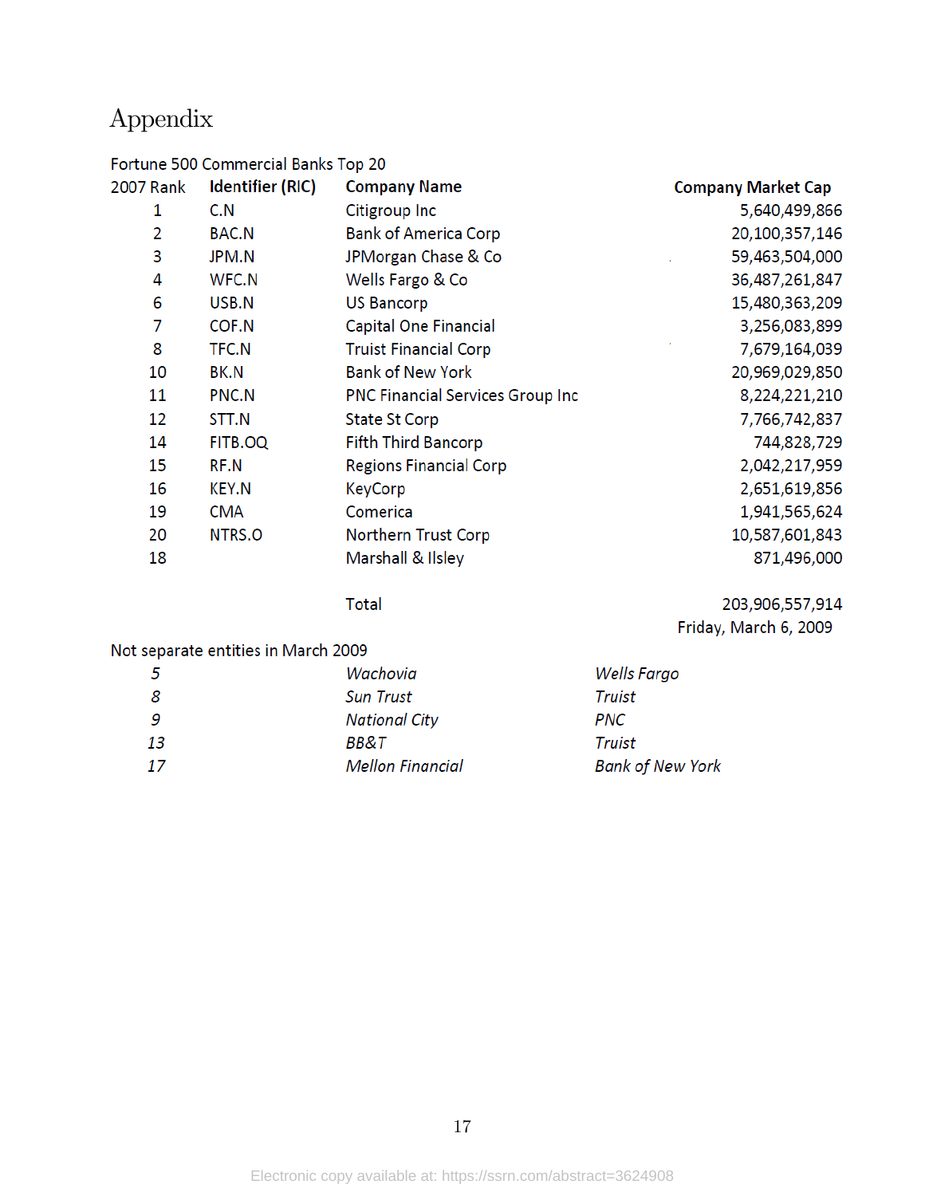# Appendix

Fortune 500 Commercial Banks Top 20

| 2007 Rank | Identifier (RIC) | Company Name | Company Market Cap |
|---|---|---|---|
| 1 | C.N | Citigroup Inc | 5,640,499,866 |
| 2 | BAC.N | Bank of America Corp | 20,100,357,146 |
| 3 | JPM.N | JPMorgan Chase & Co | 59,463,504,000 |
| 4 | WFC.N | Wells Fargo & Co | 36,487,261,847 |
| 6 | USB.N | US Bancorp | 15,480,363,209 |
| 7 | COF.N | Capital One Financial | 3,256,083,899 |
| 8 | TFC.N | Truist Financial Corp | 7,679,164,039 |
| 10 | BK.N | Bank of New York | 20,969,029,850 |
| 11 | PNC.N | PNC Financial Services Group Inc | 8,224,221,210 |
| 12 | STT.N | State St Corp | 7,766,742,837 |
| 14 | FITB.OQ | Fifth Third Bancorp | 744,828,729 |
| 15 | RF.N | Regions Financial Corp | 2,042,217,959 |
| 16 | KEY.N | KeyCorp | 2,651,619,856 |
| 19 | CMA | Comerica | 1,941,565,624 |
| 20 | NTRS.O | Northern Trust Corp | 10,587,601,843 |
| 18 | | Marshall & Ilsley | 871,496,000 |
| | | Total | 203,906,557,914 |
| | | | Friday, March 6, 2009 |

Not separate entities in March 2009

| | | |
|---|---|---|
| *5* | *Wachovia* | *Wells Fargo* |
| *8* | *Sun Trust* | *Truist* |
| *9* | *National City* | *PNC* |
| *13* | *BB&T* | *Truist* |
| *17* | *Mellon Financial* | *Bank of New York* |

Electronic copy available at: https://ssrn.com/abstract=3624908